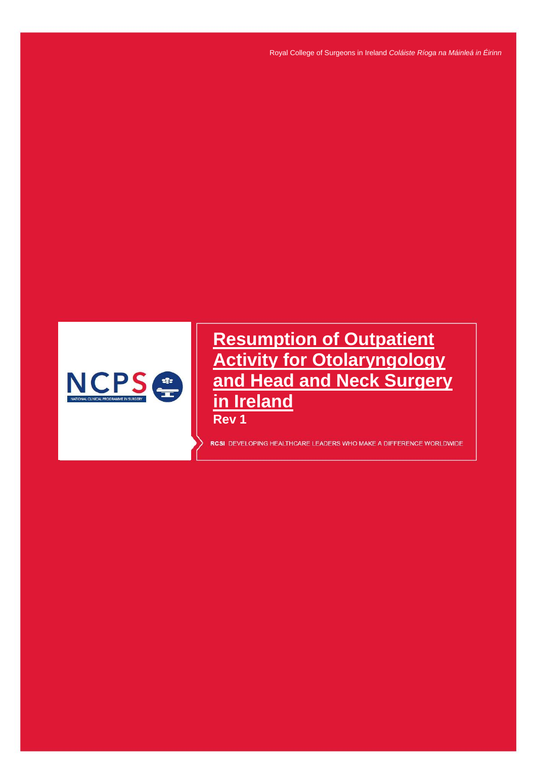Royal College of Surgeons in Ireland *Coláiste Ríoga na Máinleá in Éirinn*

NCPS

NATIONAL CLINICAL PROGRAMME IN SURGERY

# Resumption of Outpatient Activity for Otolaryngology and Head and Neck Surgery in Ireland

**Rev 1**

RCSI DEVELOPING HEALTHCARE LEADERS WHO MAKE A DIFFERENCE WORLDWIDE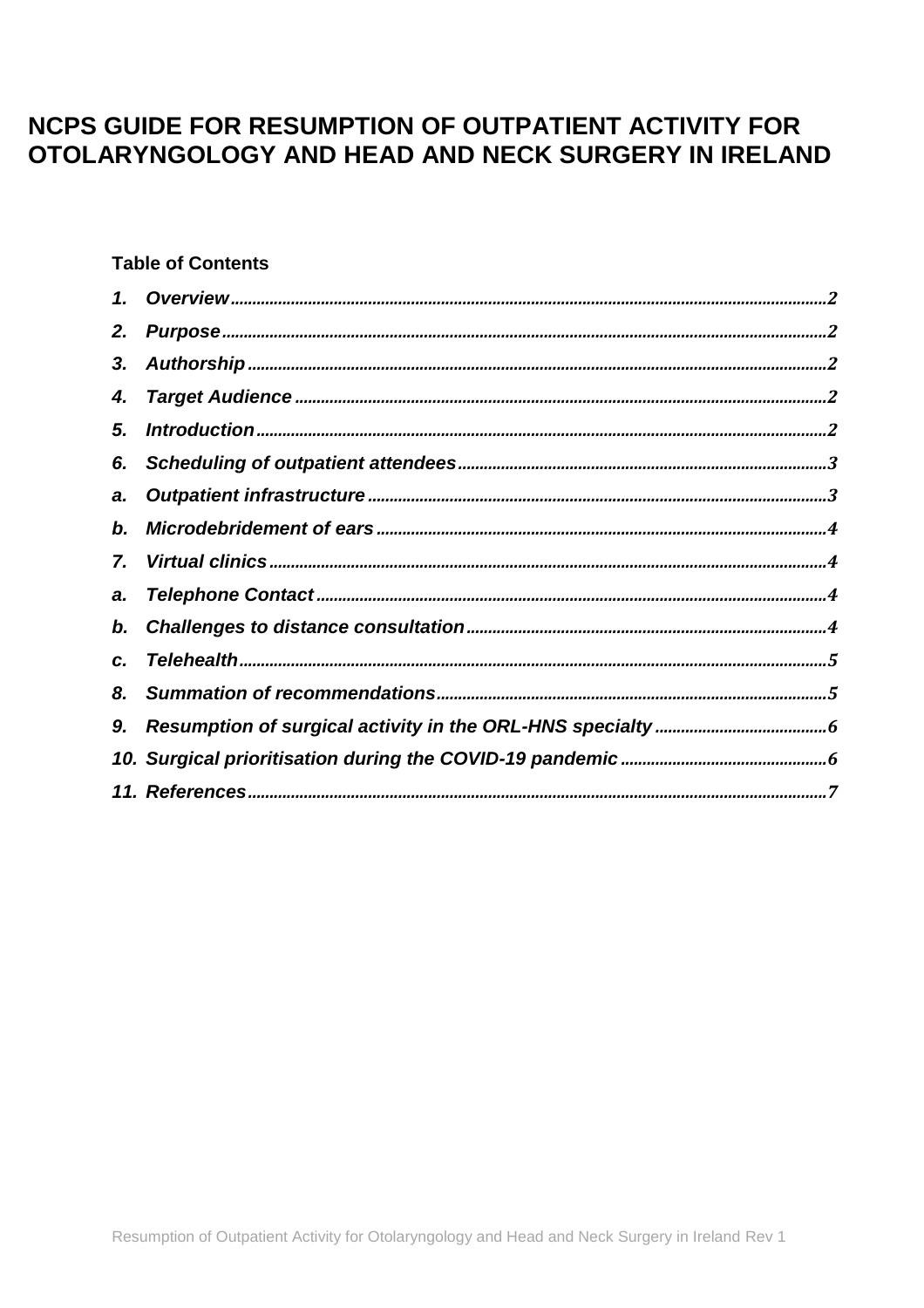# NCPS GUIDE FOR RESUMPTION OF OUTPATIENT ACTIVITY FOR OTOLARYNGOLOGY AND HEAD AND NECK SURGERY IN IRELAND

**Table of Contents**

*1. Overview* ........ 2
*2. Purpose* ........ 2
*3. Authorship* ........ 2
*4. Target Audience* ........ 2
*5. Introduction* ........ 2
*6. Scheduling of outpatient attendees* ........ 3
*a. Outpatient infrastructure* ........ 3
*b. Microdebridement of ears* ........ 4
*7. Virtual clinics* ........ 4
*a. Telephone Contact* ........ 4
*b. Challenges to distance consultation* ........ 4
*c. Telehealth* ........ 5
*8. Summation of recommendations* ........ 5
*9. Resumption of surgical activity in the ORL-HNS specialty* ........ 6
*10. Surgical prioritisation during the COVID-19 pandemic* ........ 6
*11. References* ........ 7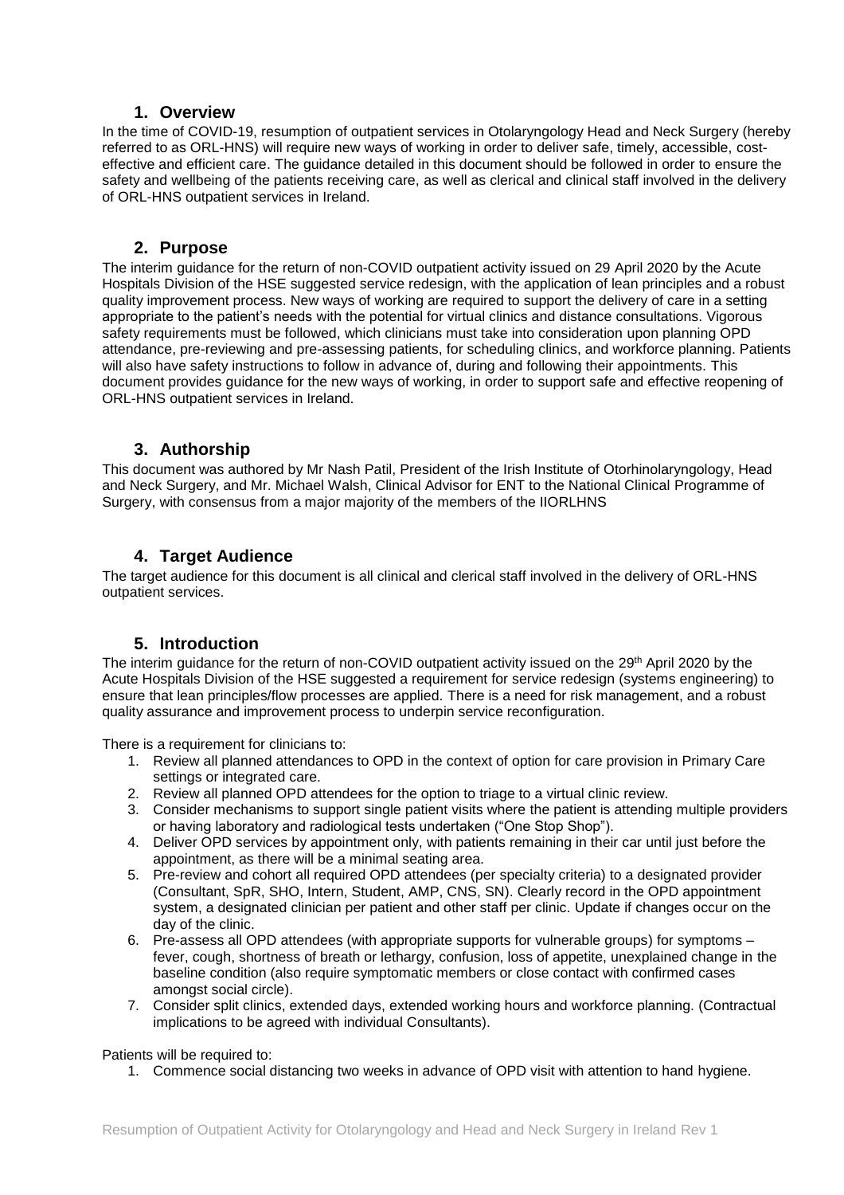## 1. Overview

In the time of COVID-19, resumption of outpatient services in Otolaryngology Head and Neck Surgery (hereby referred to as ORL-HNS) will require new ways of working in order to deliver safe, timely, accessible, cost-effective and efficient care. The guidance detailed in this document should be followed in order to ensure the safety and wellbeing of the patients receiving care, as well as clerical and clinical staff involved in the delivery of ORL-HNS outpatient services in Ireland.

## 2. Purpose

The interim guidance for the return of non-COVID outpatient activity issued on 29 April 2020 by the Acute Hospitals Division of the HSE suggested service redesign, with the application of lean principles and a robust quality improvement process. New ways of working are required to support the delivery of care in a setting appropriate to the patient's needs with the potential for virtual clinics and distance consultations. Vigorous safety requirements must be followed, which clinicians must take into consideration upon planning OPD attendance, pre-reviewing and pre-assessing patients, for scheduling clinics, and workforce planning. Patients will also have safety instructions to follow in advance of, during and following their appointments. This document provides guidance for the new ways of working, in order to support safe and effective reopening of ORL-HNS outpatient services in Ireland.

## 3. Authorship

This document was authored by Mr Nash Patil, President of the Irish Institute of Otorhinolaryngology, Head and Neck Surgery, and Mr. Michael Walsh, Clinical Advisor for ENT to the National Clinical Programme of Surgery, with consensus from a major majority of the members of the IIORLHNS

## 4. Target Audience

The target audience for this document is all clinical and clerical staff involved in the delivery of ORL-HNS outpatient services.

## 5. Introduction

The interim guidance for the return of non-COVID outpatient activity issued on the 29th April 2020 by the Acute Hospitals Division of the HSE suggested a requirement for service redesign (systems engineering) to ensure that lean principles/flow processes are applied. There is a need for risk management, and a robust quality assurance and improvement process to underpin service reconfiguration.

There is a requirement for clinicians to:

1. Review all planned attendances to OPD in the context of option for care provision in Primary Care settings or integrated care.
2. Review all planned OPD attendees for the option to triage to a virtual clinic review.
3. Consider mechanisms to support single patient visits where the patient is attending multiple providers or having laboratory and radiological tests undertaken ("One Stop Shop").
4. Deliver OPD services by appointment only, with patients remaining in their car until just before the appointment, as there will be a minimal seating area.
5. Pre-review and cohort all required OPD attendees (per specialty criteria) to a designated provider (Consultant, SpR, SHO, Intern, Student, AMP, CNS, SN). Clearly record in the OPD appointment system, a designated clinician per patient and other staff per clinic. Update if changes occur on the day of the clinic.
6. Pre-assess all OPD attendees (with appropriate supports for vulnerable groups) for symptoms – fever, cough, shortness of breath or lethargy, confusion, loss of appetite, unexplained change in the baseline condition (also require symptomatic members or close contact with confirmed cases amongst social circle).
7. Consider split clinics, extended days, extended working hours and workforce planning. (Contractual implications to be agreed with individual Consultants).

Patients will be required to:

1. Commence social distancing two weeks in advance of OPD visit with attention to hand hygiene.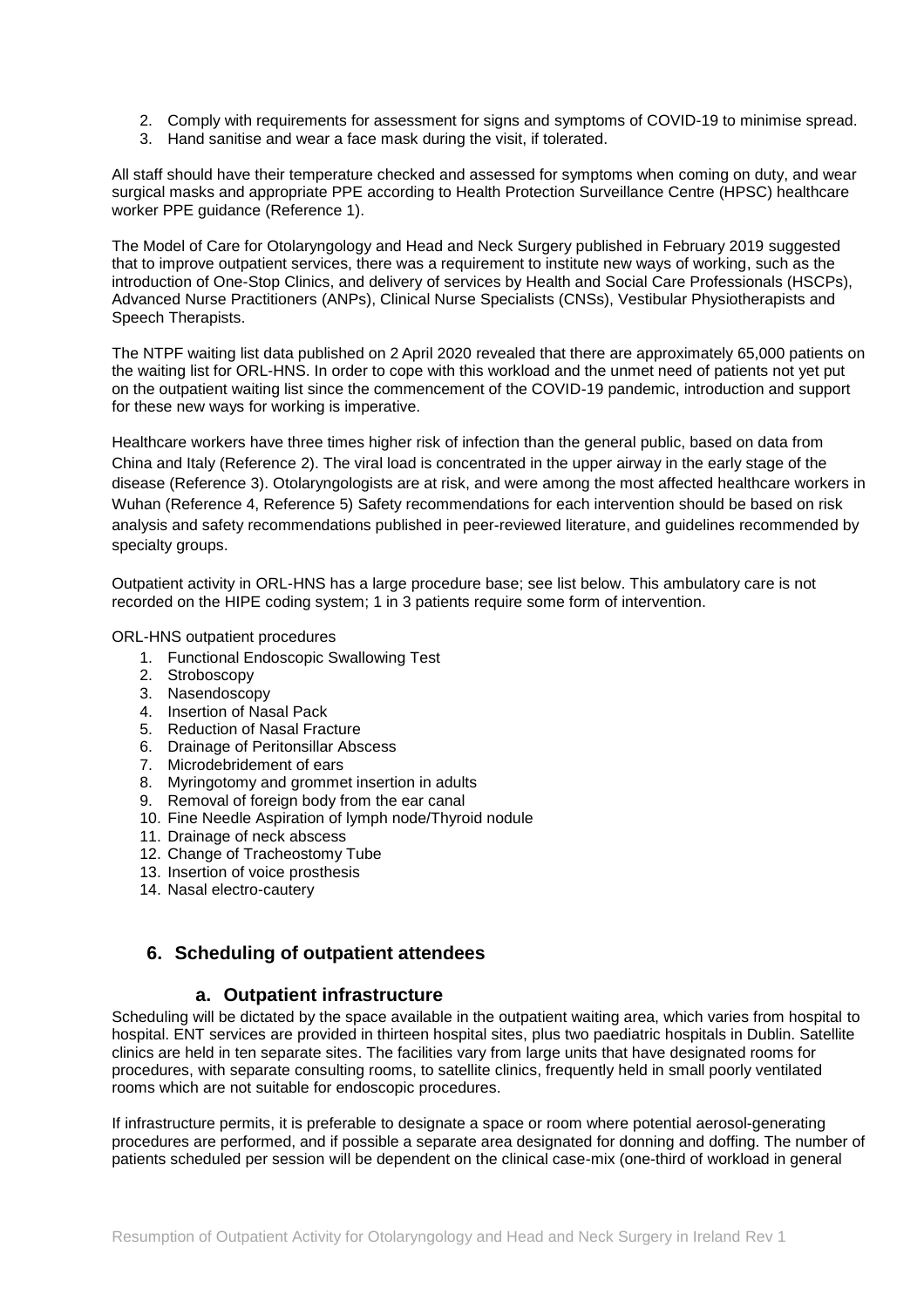2. Comply with requirements for assessment for signs and symptoms of COVID-19 to minimise spread.
3. Hand sanitise and wear a face mask during the visit, if tolerated.

All staff should have their temperature checked and assessed for symptoms when coming on duty, and wear surgical masks and appropriate PPE according to Health Protection Surveillance Centre (HPSC) healthcare worker PPE guidance (Reference 1).

The Model of Care for Otolaryngology and Head and Neck Surgery published in February 2019 suggested that to improve outpatient services, there was a requirement to institute new ways of working, such as the introduction of One-Stop Clinics, and delivery of services by Health and Social Care Professionals (HSCPs), Advanced Nurse Practitioners (ANPs), Clinical Nurse Specialists (CNSs), Vestibular Physiotherapists and Speech Therapists.

The NTPF waiting list data published on 2 April 2020 revealed that there are approximately 65,000 patients on the waiting list for ORL-HNS. In order to cope with this workload and the unmet need of patients not yet put on the outpatient waiting list since the commencement of the COVID-19 pandemic, introduction and support for these new ways for working is imperative.

Healthcare workers have three times higher risk of infection than the general public, based on data from China and Italy (Reference 2). The viral load is concentrated in the upper airway in the early stage of the disease (Reference 3). Otolaryngologists are at risk, and were among the most affected healthcare workers in Wuhan (Reference 4, Reference 5) Safety recommendations for each intervention should be based on risk analysis and safety recommendations published in peer-reviewed literature, and guidelines recommended by specialty groups.

Outpatient activity in ORL-HNS has a large procedure base; see list below. This ambulatory care is not recorded on the HIPE coding system; 1 in 3 patients require some form of intervention.

ORL-HNS outpatient procedures

1. Functional Endoscopic Swallowing Test
2. Stroboscopy
3. Nasendoscopy
4. Insertion of Nasal Pack
5. Reduction of Nasal Fracture
6. Drainage of Peritonsillar Abscess
7. Microdebridement of ears
8. Myringotomy and grommet insertion in adults
9. Removal of foreign body from the ear canal
10. Fine Needle Aspiration of lymph node/Thyroid nodule
11. Drainage of neck abscess
12. Change of Tracheostomy Tube
13. Insertion of voice prosthesis
14. Nasal electro-cautery

## 6. Scheduling of outpatient attendees

### a. Outpatient infrastructure

Scheduling will be dictated by the space available in the outpatient waiting area, which varies from hospital to hospital. ENT services are provided in thirteen hospital sites, plus two paediatric hospitals in Dublin. Satellite clinics are held in ten separate sites. The facilities vary from large units that have designated rooms for procedures, with separate consulting rooms, to satellite clinics, frequently held in small poorly ventilated rooms which are not suitable for endoscopic procedures.

If infrastructure permits, it is preferable to designate a space or room where potential aerosol-generating procedures are performed, and if possible a separate area designated for donning and doffing. The number of patients scheduled per session will be dependent on the clinical case-mix (one-third of workload in general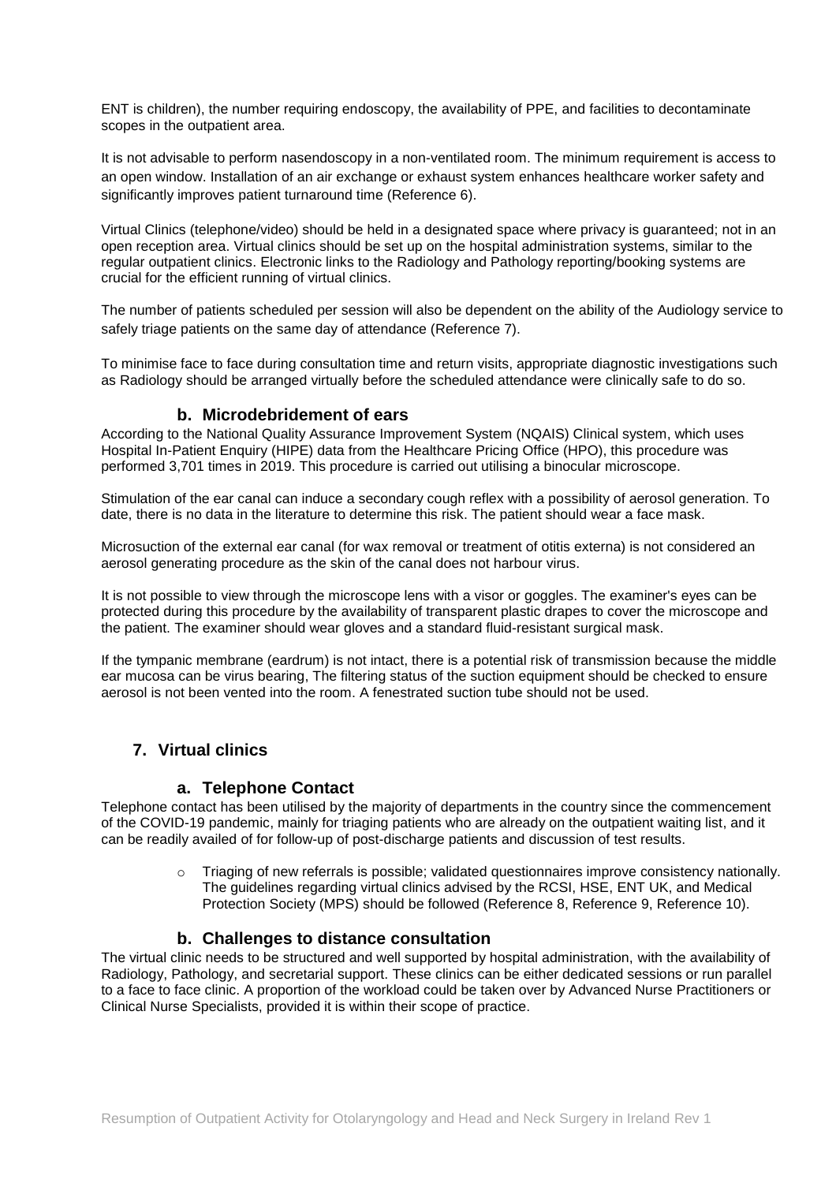ENT is children), the number requiring endoscopy, the availability of PPE, and facilities to decontaminate scopes in the outpatient area.

It is not advisable to perform nasendoscopy in a non-ventilated room. The minimum requirement is access to an open window. Installation of an air exchange or exhaust system enhances healthcare worker safety and significantly improves patient turnaround time (Reference 6).

Virtual Clinics (telephone/video) should be held in a designated space where privacy is guaranteed; not in an open reception area. Virtual clinics should be set up on the hospital administration systems, similar to the regular outpatient clinics. Electronic links to the Radiology and Pathology reporting/booking systems are crucial for the efficient running of virtual clinics.

The number of patients scheduled per session will also be dependent on the ability of the Audiology service to safely triage patients on the same day of attendance (Reference 7).

To minimise face to face during consultation time and return visits, appropriate diagnostic investigations such as Radiology should be arranged virtually before the scheduled attendance were clinically safe to do so.

### b. Microdebridement of ears

According to the National Quality Assurance Improvement System (NQAIS) Clinical system, which uses Hospital In-Patient Enquiry (HIPE) data from the Healthcare Pricing Office (HPO), this procedure was performed 3,701 times in 2019. This procedure is carried out utilising a binocular microscope.

Stimulation of the ear canal can induce a secondary cough reflex with a possibility of aerosol generation. To date, there is no data in the literature to determine this risk. The patient should wear a face mask.

Microsuction of the external ear canal (for wax removal or treatment of otitis externa) is not considered an aerosol generating procedure as the skin of the canal does not harbour virus.

It is not possible to view through the microscope lens with a visor or goggles. The examiner's eyes can be protected during this procedure by the availability of transparent plastic drapes to cover the microscope and the patient. The examiner should wear gloves and a standard fluid-resistant surgical mask.

If the tympanic membrane (eardrum) is not intact, there is a potential risk of transmission because the middle ear mucosa can be virus bearing, The filtering status of the suction equipment should be checked to ensure aerosol is not been vented into the room. A fenestrated suction tube should not be used.

## 7. Virtual clinics

### a. Telephone Contact

Telephone contact has been utilised by the majority of departments in the country since the commencement of the COVID-19 pandemic, mainly for triaging patients who are already on the outpatient waiting list, and it can be readily availed of for follow-up of post-discharge patients and discussion of test results.

- Triaging of new referrals is possible; validated questionnaires improve consistency nationally. The guidelines regarding virtual clinics advised by the RCSI, HSE, ENT UK, and Medical Protection Society (MPS) should be followed (Reference 8, Reference 9, Reference 10).

### b. Challenges to distance consultation

The virtual clinic needs to be structured and well supported by hospital administration, with the availability of Radiology, Pathology, and secretarial support. These clinics can be either dedicated sessions or run parallel to a face to face clinic. A proportion of the workload could be taken over by Advanced Nurse Practitioners or Clinical Nurse Specialists, provided it is within their scope of practice.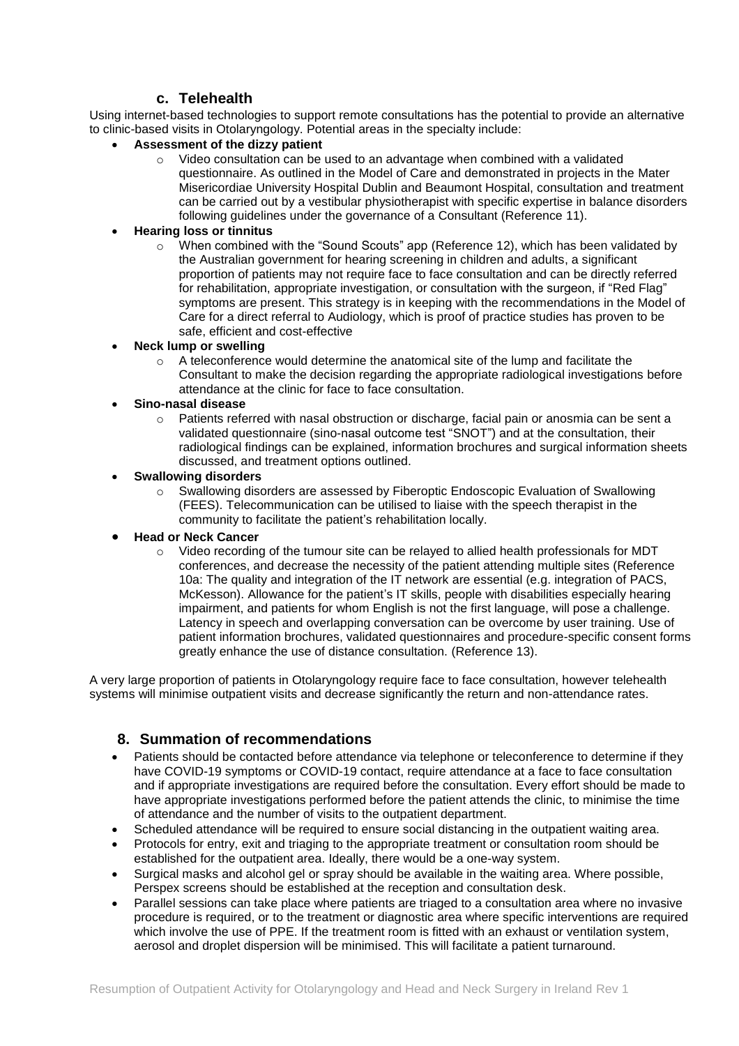### c. Telehealth

Using internet-based technologies to support remote consultations has the potential to provide an alternative to clinic-based visits in Otolaryngology. Potential areas in the specialty include:

- **Assessment of the dizzy patient**
  - Video consultation can be used to an advantage when combined with a validated questionnaire. As outlined in the Model of Care and demonstrated in projects in the Mater Misericordiae University Hospital Dublin and Beaumont Hospital, consultation and treatment can be carried out by a vestibular physiotherapist with specific expertise in balance disorders following guidelines under the governance of a Consultant (Reference 11).
- **Hearing loss or tinnitus**
  - When combined with the "Sound Scouts" app (Reference 12), which has been validated by the Australian government for hearing screening in children and adults, a significant proportion of patients may not require face to face consultation and can be directly referred for rehabilitation, appropriate investigation, or consultation with the surgeon, if "Red Flag" symptoms are present. This strategy is in keeping with the recommendations in the Model of Care for a direct referral to Audiology, which is proof of practice studies has proven to be safe, efficient and cost-effective
- **Neck lump or swelling**
  - A teleconference would determine the anatomical site of the lump and facilitate the Consultant to make the decision regarding the appropriate radiological investigations before attendance at the clinic for face to face consultation.
- **Sino-nasal disease**
  - Patients referred with nasal obstruction or discharge, facial pain or anosmia can be sent a validated questionnaire (sino-nasal outcome test "SNOT") and at the consultation, their radiological findings can be explained, information brochures and surgical information sheets discussed, and treatment options outlined.
- **Swallowing disorders**
  - Swallowing disorders are assessed by Fiberoptic Endoscopic Evaluation of Swallowing (FEES). Telecommunication can be utilised to liaise with the speech therapist in the community to facilitate the patient's rehabilitation locally.
- **Head or Neck Cancer**
  - Video recording of the tumour site can be relayed to allied health professionals for MDT conferences, and decrease the necessity of the patient attending multiple sites (Reference 10a: The quality and integration of the IT network are essential (e.g. integration of PACS, McKesson). Allowance for the patient's IT skills, people with disabilities especially hearing impairment, and patients for whom English is not the first language, will pose a challenge. Latency in speech and overlapping conversation can be overcome by user training. Use of patient information brochures, validated questionnaires and procedure-specific consent forms greatly enhance the use of distance consultation. (Reference 13).

A very large proportion of patients in Otolaryngology require face to face consultation, however telehealth systems will minimise outpatient visits and decrease significantly the return and non-attendance rates.

## 8. Summation of recommendations

- Patients should be contacted before attendance via telephone or teleconference to determine if they have COVID-19 symptoms or COVID-19 contact, require attendance at a face to face consultation and if appropriate investigations are required before the consultation. Every effort should be made to have appropriate investigations performed before the patient attends the clinic, to minimise the time of attendance and the number of visits to the outpatient department.
- Scheduled attendance will be required to ensure social distancing in the outpatient waiting area.
- Protocols for entry, exit and triaging to the appropriate treatment or consultation room should be established for the outpatient area. Ideally, there would be a one-way system.
- Surgical masks and alcohol gel or spray should be available in the waiting area. Where possible, Perspex screens should be established at the reception and consultation desk.
- Parallel sessions can take place where patients are triaged to a consultation area where no invasive procedure is required, or to the treatment or diagnostic area where specific interventions are required which involve the use of PPE. If the treatment room is fitted with an exhaust or ventilation system, aerosol and droplet dispersion will be minimised. This will facilitate a patient turnaround.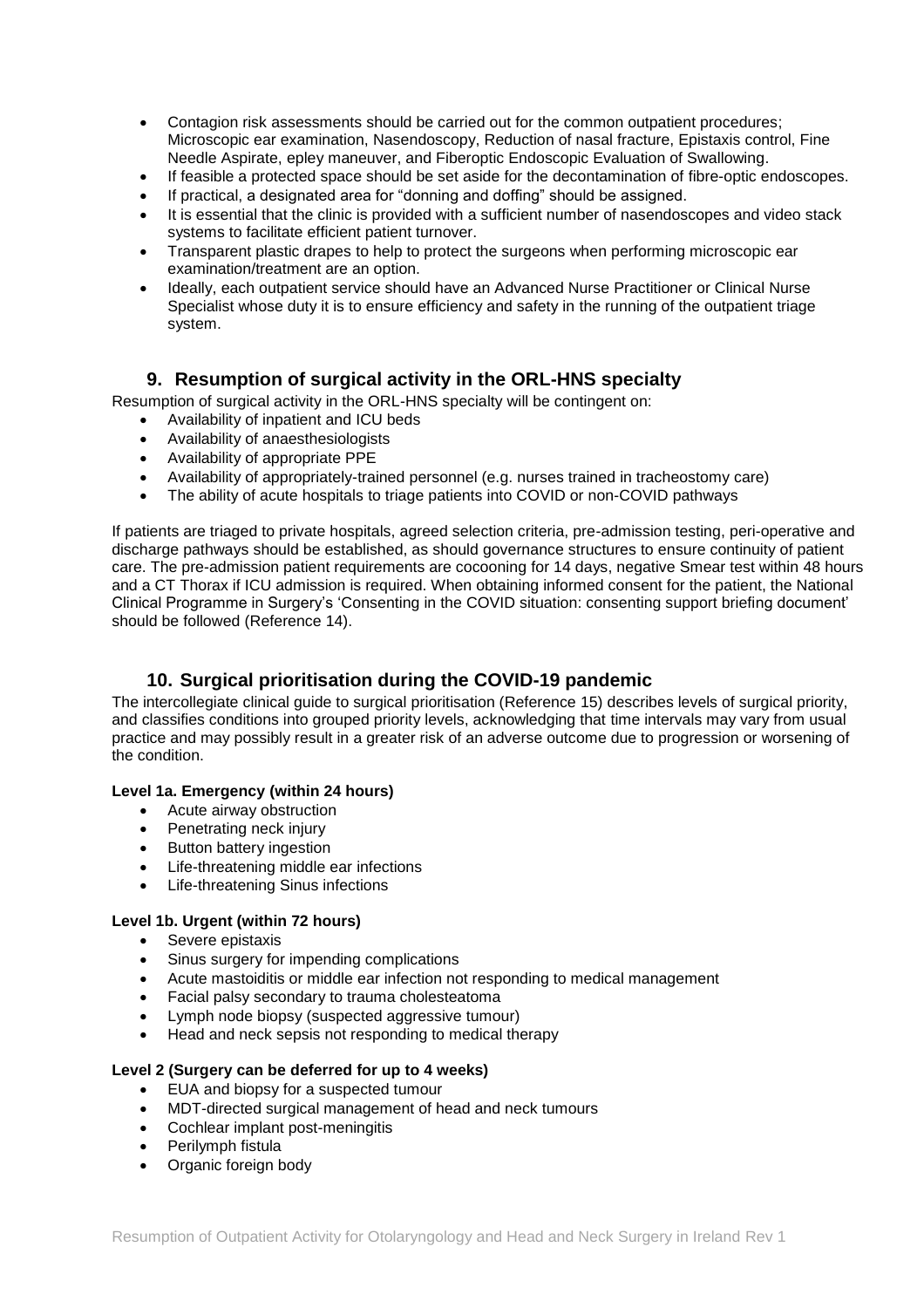- Contagion risk assessments should be carried out for the common outpatient procedures; Microscopic ear examination, Nasendoscopy, Reduction of nasal fracture, Epistaxis control, Fine Needle Aspirate, epley maneuver, and Fiberoptic Endoscopic Evaluation of Swallowing.
- If feasible a protected space should be set aside for the decontamination of fibre-optic endoscopes.
- If practical, a designated area for "donning and doffing" should be assigned.
- It is essential that the clinic is provided with a sufficient number of nasendoscopes and video stack systems to facilitate efficient patient turnover.
- Transparent plastic drapes to help to protect the surgeons when performing microscopic ear examination/treatment are an option.
- Ideally, each outpatient service should have an Advanced Nurse Practitioner or Clinical Nurse Specialist whose duty it is to ensure efficiency and safety in the running of the outpatient triage system.

## 9. Resumption of surgical activity in the ORL-HNS specialty

Resumption of surgical activity in the ORL-HNS specialty will be contingent on:

- Availability of inpatient and ICU beds
- Availability of anaesthesiologists
- Availability of appropriate PPE
- Availability of appropriately-trained personnel (e.g. nurses trained in tracheostomy care)
- The ability of acute hospitals to triage patients into COVID or non-COVID pathways

If patients are triaged to private hospitals, agreed selection criteria, pre-admission testing, peri-operative and discharge pathways should be established, as should governance structures to ensure continuity of patient care. The pre-admission patient requirements are cocooning for 14 days, negative Smear test within 48 hours and a CT Thorax if ICU admission is required. When obtaining informed consent for the patient, the National Clinical Programme in Surgery's 'Consenting in the COVID situation: consenting support briefing document' should be followed (Reference 14).

## 10. Surgical prioritisation during the COVID-19 pandemic

The intercollegiate clinical guide to surgical prioritisation (Reference 15) describes levels of surgical priority, and classifies conditions into grouped priority levels, acknowledging that time intervals may vary from usual practice and may possibly result in a greater risk of an adverse outcome due to progression or worsening of the condition.

**Level 1a. Emergency (within 24 hours)**

- Acute airway obstruction
- Penetrating neck injury
- Button battery ingestion
- Life-threatening middle ear infections
- Life-threatening Sinus infections

**Level 1b. Urgent (within 72 hours)**

- Severe epistaxis
- Sinus surgery for impending complications
- Acute mastoiditis or middle ear infection not responding to medical management
- Facial palsy secondary to trauma cholesteatoma
- Lymph node biopsy (suspected aggressive tumour)
- Head and neck sepsis not responding to medical therapy

**Level 2 (Surgery can be deferred for up to 4 weeks)**

- EUA and biopsy for a suspected tumour
- MDT-directed surgical management of head and neck tumours
- Cochlear implant post-meningitis
- Perilymph fistula
- Organic foreign body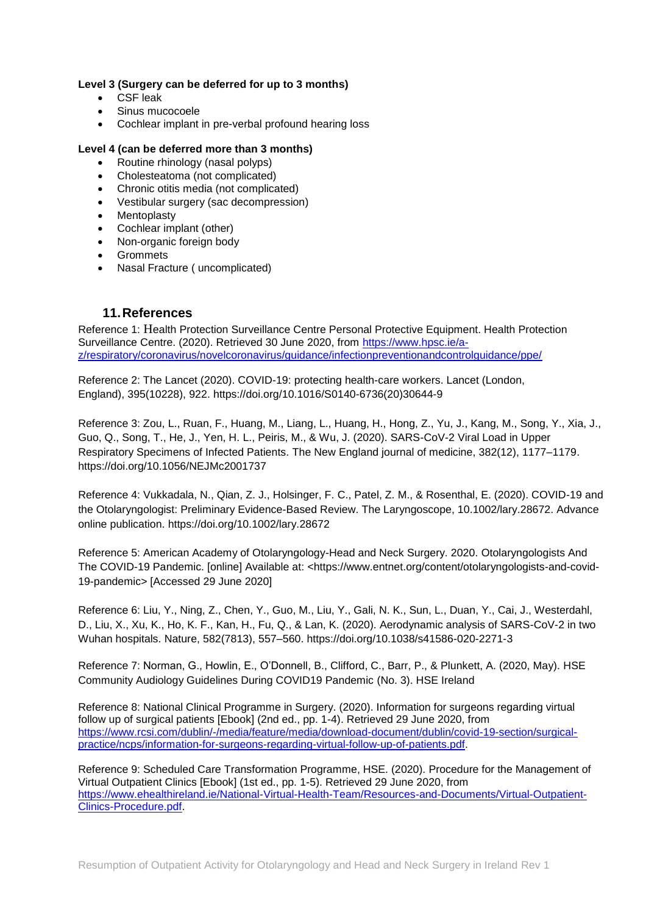**Level 3 (Surgery can be deferred for up to 3 months)**

- CSF leak
- Sinus mucocoele
- Cochlear implant in pre-verbal profound hearing loss

**Level 4 (can be deferred more than 3 months)**

- Routine rhinology (nasal polyps)
- Cholesteatoma (not complicated)
- Chronic otitis media (not complicated)
- Vestibular surgery (sac decompression)
- Mentoplasty
- Cochlear implant (other)
- Non-organic foreign body
- Grommets
- Nasal Fracture ( uncomplicated)

## 11. References

Reference 1: Health Protection Surveillance Centre Personal Protective Equipment. Health Protection Surveillance Centre. (2020). Retrieved 30 June 2020, from https://www.hpsc.ie/a-z/respiratory/coronavirus/novelcoronavirus/guidance/infectionpreventionandcontrolguidance/ppe/

Reference 2: The Lancet (2020). COVID-19: protecting health-care workers. Lancet (London, England), 395(10228), 922. https://doi.org/10.1016/S0140-6736(20)30644-9

Reference 3: Zou, L., Ruan, F., Huang, M., Liang, L., Huang, H., Hong, Z., Yu, J., Kang, M., Song, Y., Xia, J., Guo, Q., Song, T., He, J., Yen, H. L., Peiris, M., & Wu, J. (2020). SARS-CoV-2 Viral Load in Upper Respiratory Specimens of Infected Patients. The New England journal of medicine, 382(12), 1177–1179. https://doi.org/10.1056/NEJMc2001737

Reference 4: Vukkadala, N., Qian, Z. J., Holsinger, F. C., Patel, Z. M., & Rosenthal, E. (2020). COVID-19 and the Otolaryngologist: Preliminary Evidence-Based Review. The Laryngoscope, 10.1002/lary.28672. Advance online publication. https://doi.org/10.1002/lary.28672

Reference 5: American Academy of Otolaryngology-Head and Neck Surgery. 2020. Otolaryngologists And The COVID-19 Pandemic. [online] Available at: <https://www.entnet.org/content/otolaryngologists-and-covid-19-pandemic> [Accessed 29 June 2020]

Reference 6: Liu, Y., Ning, Z., Chen, Y., Guo, M., Liu, Y., Gali, N. K., Sun, L., Duan, Y., Cai, J., Westerdahl, D., Liu, X., Xu, K., Ho, K. F., Kan, H., Fu, Q., & Lan, K. (2020). Aerodynamic analysis of SARS-CoV-2 in two Wuhan hospitals. Nature, 582(7813), 557–560. https://doi.org/10.1038/s41586-020-2271-3

Reference 7: Norman, G., Howlin, E., O'Donnell, B., Clifford, C., Barr, P., & Plunkett, A. (2020, May). HSE Community Audiology Guidelines During COVID19 Pandemic (No. 3). HSE Ireland

Reference 8: National Clinical Programme in Surgery. (2020). Information for surgeons regarding virtual follow up of surgical patients [Ebook] (2nd ed., pp. 1-4). Retrieved 29 June 2020, from https://www.rcsi.com/dublin/-/media/feature/media/download-document/dublin/covid-19-section/surgical-practice/ncps/information-for-surgeons-regarding-virtual-follow-up-of-patients.pdf.

Reference 9: Scheduled Care Transformation Programme, HSE. (2020). Procedure for the Management of Virtual Outpatient Clinics [Ebook] (1st ed., pp. 1-5). Retrieved 29 June 2020, from https://www.ehealthireland.ie/National-Virtual-Health-Team/Resources-and-Documents/Virtual-Outpatient-Clinics-Procedure.pdf.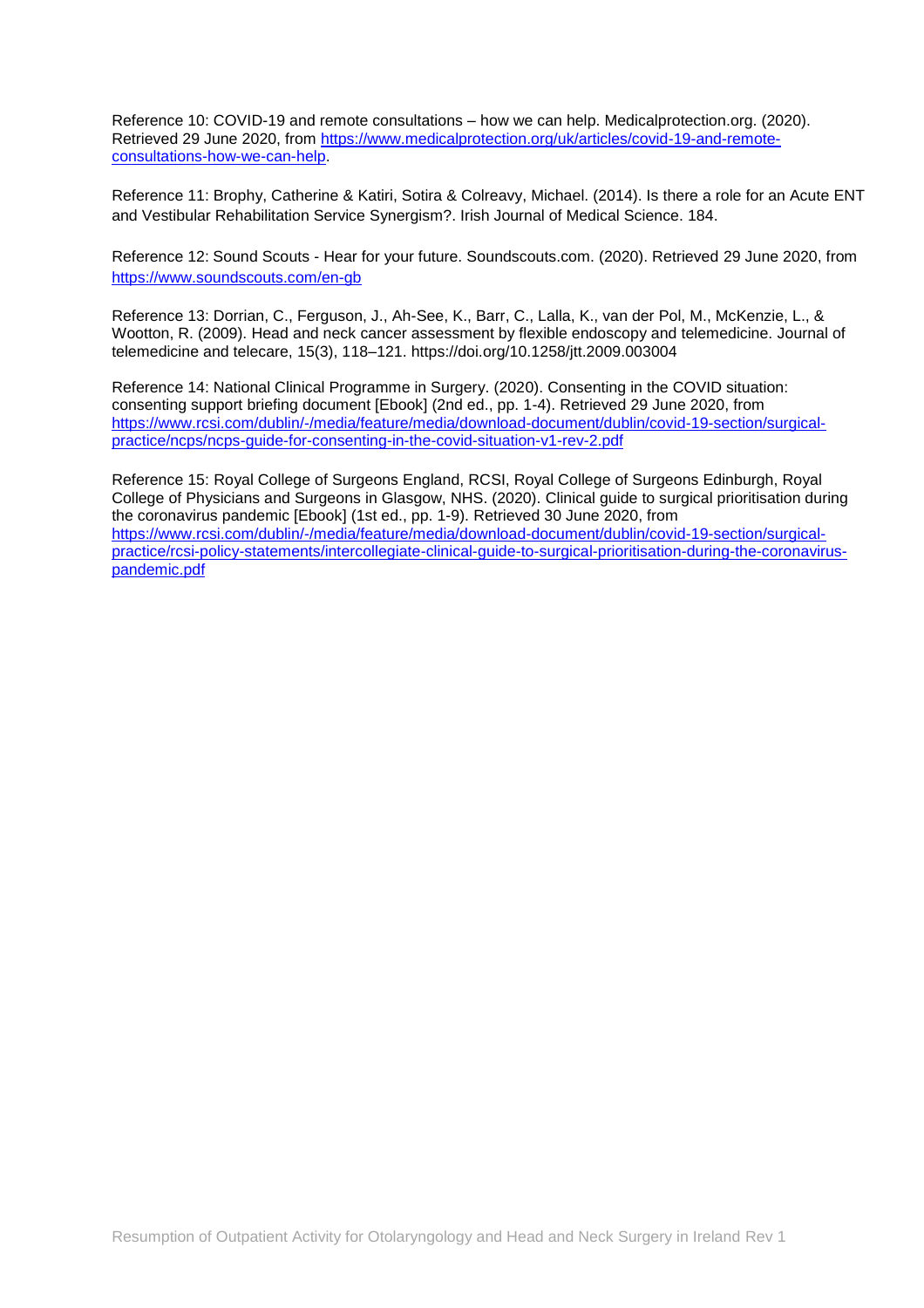Reference 10: COVID-19 and remote consultations – how we can help. Medicalprotection.org. (2020). Retrieved 29 June 2020, from [https://www.medicalprotection.org/uk/articles/covid-19-and-remote-consultations-how-we-can-help](https://www.medicalprotection.org/uk/articles/covid-19-and-remote-consultations-how-we-can-help).

Reference 11: Brophy, Catherine & Katiri, Sotira & Colreavy, Michael. (2014). Is there a role for an Acute ENT and Vestibular Rehabilitation Service Synergism?. Irish Journal of Medical Science. 184.

Reference 12: Sound Scouts - Hear for your future. Soundscouts.com. (2020). Retrieved 29 June 2020, from [https://www.soundscouts.com/en-gb](https://www.soundscouts.com/en-gb)

Reference 13: Dorrian, C., Ferguson, J., Ah-See, K., Barr, C., Lalla, K., van der Pol, M., McKenzie, L., & Wootton, R. (2009). Head and neck cancer assessment by flexible endoscopy and telemedicine. Journal of telemedicine and telecare, 15(3), 118–121. https://doi.org/10.1258/jtt.2009.003004

Reference 14: National Clinical Programme in Surgery. (2020). Consenting in the COVID situation: consenting support briefing document [Ebook] (2nd ed., pp. 1-4). Retrieved 29 June 2020, from [https://www.rcsi.com/dublin/-/media/feature/media/download-document/dublin/covid-19-section/surgical-practice/ncps/ncps-guide-for-consenting-in-the-covid-situation-v1-rev-2.pdf](https://www.rcsi.com/dublin/-/media/feature/media/download-document/dublin/covid-19-section/surgical-practice/ncps/ncps-guide-for-consenting-in-the-covid-situation-v1-rev-2.pdf)

Reference 15: Royal College of Surgeons England, RCSI, Royal College of Surgeons Edinburgh, Royal College of Physicians and Surgeons in Glasgow, NHS. (2020). Clinical guide to surgical prioritisation during the coronavirus pandemic [Ebook] (1st ed., pp. 1-9). Retrieved 30 June 2020, from [https://www.rcsi.com/dublin/-/media/feature/media/download-document/dublin/covid-19-section/surgical-practice/rcsi-policy-statements/intercollegiate-clinical-guide-to-surgical-prioritisation-during-the-coronavirus-pandemic.pdf](https://www.rcsi.com/dublin/-/media/feature/media/download-document/dublin/covid-19-section/surgical-practice/rcsi-policy-statements/intercollegiate-clinical-guide-to-surgical-prioritisation-during-the-coronavirus-pandemic.pdf)